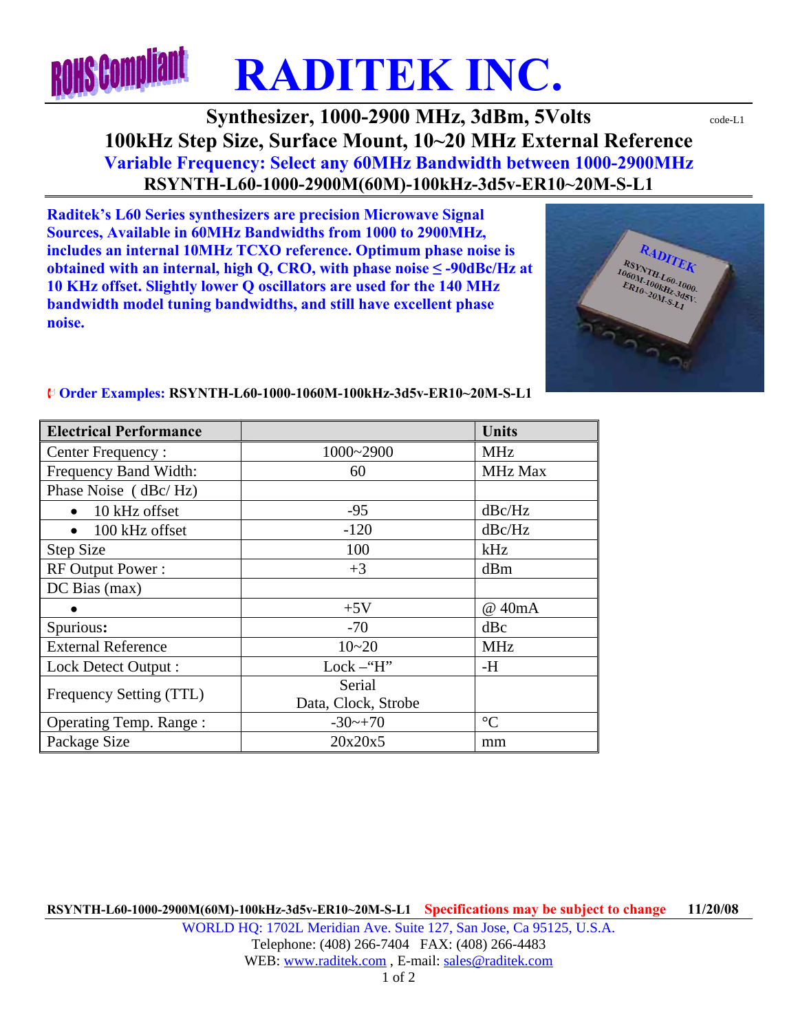RoHS Compliant

# RADITEK INC.

## Synthesizer, 1000-2900 MHz, 3dBm, 5Volts

code-L1

## 100kHz Step Size, Surface Mount, 10~20 MHz External Reference

**Variable Frequency: Select any 60MHz Bandwidth between 1000-2900MHz**

**RSYNTH-L60-1000-2900M(60M)-100kHz-3d5v-ER10~20M-S-L1**

**Raditek's L60 Series synthesizers are precision Microwave Signal Sources, Available in 60MHz Bandwidths from 1000 to 2900MHz, includes an internal 10MHz TCXO reference. Optimum phase noise is obtained with an internal, high Q, CRO, with phase noise ≤ -90dBc/Hz at 10 KHz offset. Slightly lower Q oscillators are used for the 140 MHz bandwidth model tuning bandwidths, and still have excellent phase noise.**

**Order Examples:** **RSYNTH-L60-1000-1060M-100kHz-3d5v-ER10~20M-S-L1**

| Electrical Performance | | Units |
|---|---|---|
| Center Frequency : | 1000~2900 | MHz |
| Frequency Band Width: | 60 | MHz Max |
| Phase Noise ( dBc/ Hz) | | |
| • 10 kHz offset | -95 | dBc/Hz |
| • 100 kHz offset | -120 | dBc/Hz |
| Step Size | 100 | kHz |
| RF Output Power : | +3 | dBm |
| DC Bias (max) | | |
| • | +5V | @ 40mA |
| Spurious: | -70 | dBc |
| External Reference | 10~20 | MHz |
| Lock Detect Output : | Lock –"H" | -H |
| Frequency Setting (TTL) | Serial Data, Clock, Strobe | |
| Operating Temp. Range : | -30~+70 | °C |
| Package Size | 20x20x5 | mm |

RSYNTH-L60-1000-2900M(60M)-100kHz-3d5v-ER10~20M-S-L1 Specifications may be subject to change 11/20/08

WORLD HQ: 1702L Meridian Ave. Suite 127, San Jose, Ca 95125, U.S.A.
Telephone: (408) 266-7404 FAX: (408) 266-4483
WEB: www.raditek.com , E-mail: sales@raditek.com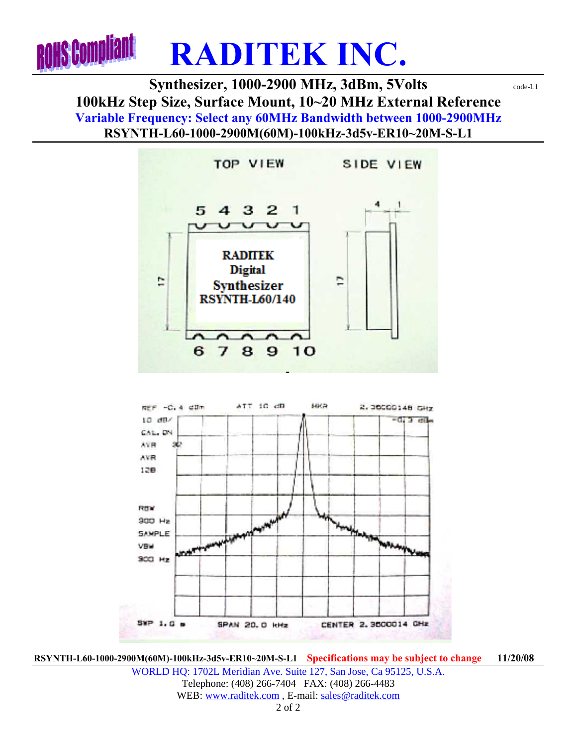RoHS Compliant

# RADITEK INC.

**Synthesizer, 1000-2900 MHz, 3dBm, 5Volts**

code-L1

**100kHz Step Size, Surface Mount, 10~20 MHz External Reference**

**Variable Frequency: Select any 60MHz Bandwidth between 1000-2900MHz**

**RSYNTH-L60-1000-2900M(60M)-100kHz-3d5v-ER10~20M-S-L1**

TOP VIEW

SIDE VIEW

5 4 3 2 1

RADITEK
Digital
Synthesizer
RSYNTH-L60/140

6 7 8 9 10

17

17

4

1

REF -0.4 dBm
ATT 10 dB
MKR 2.38000148 GHz
10 dB/
-0.3 dBm
CAL. ON
AVR 32
AVR
128
RBW
300 Hz
SAMPLE
VBW
300 Hz
SWP 1.0 s
SPAN 20.0 kHz
CENTER 2.3800014 GHz

**RSYNTH-L60-1000-2900M(60M)-100kHz-3d5v-ER10~20M-S-L1** **Specifications may be subject to change** **11/20/08**

WORLD HQ: 1702L Meridian Ave. Suite 127, San Jose, Ca 95125, U.S.A.
Telephone: (408) 266-7404 FAX: (408) 266-4483
WEB: www.raditek.com , E-mail: sales@raditek.com